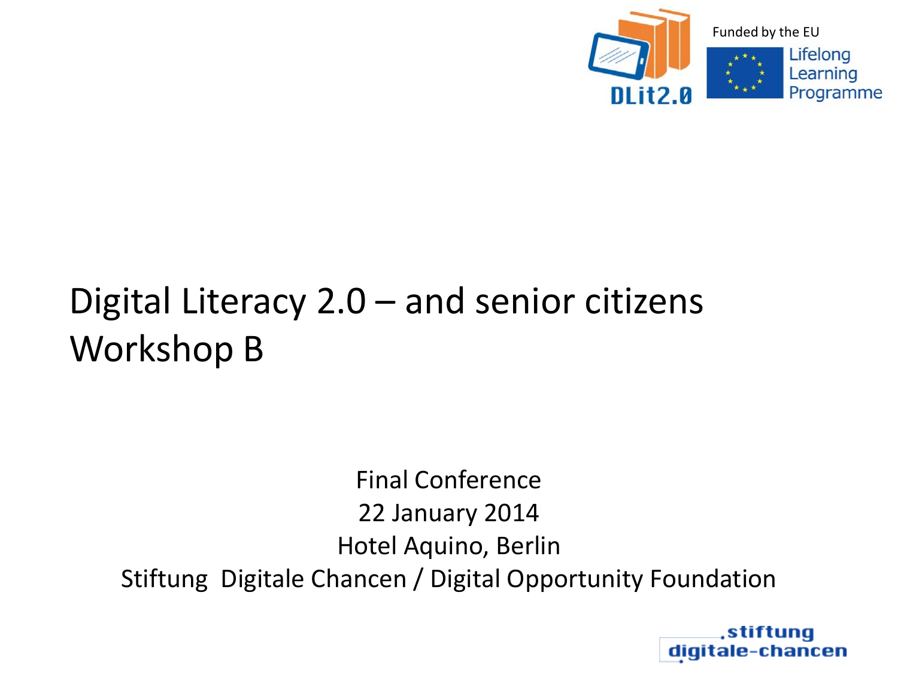Funded by the EU

Lifelong Learning Programme

# Digital Literacy 2.0 – and senior citizens
# Workshop B

Final Conference
22 January 2014
Hotel Aquino, Berlin
Stiftung Digitale Chancen / Digital Opportunity Foundation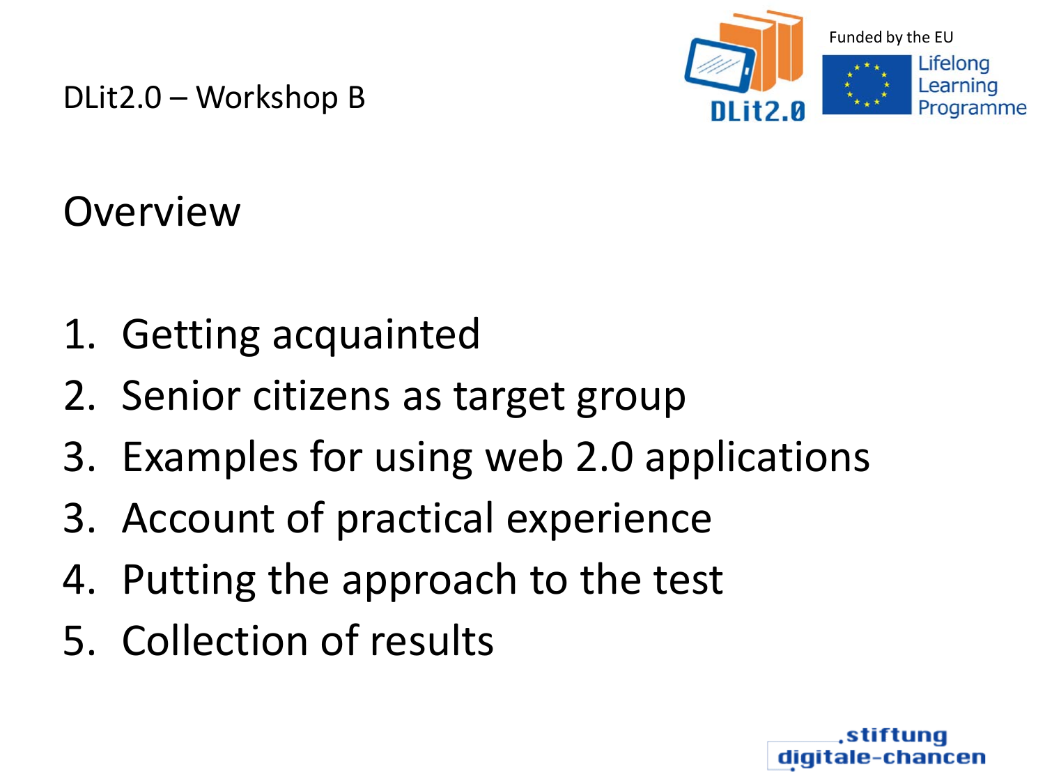# Overview

1. Getting acquainted
2. Senior citizens as target group
3. Examples for using web 2.0 applications
3. Account of practical experience
4. Putting the approach to the test
5. Collection of results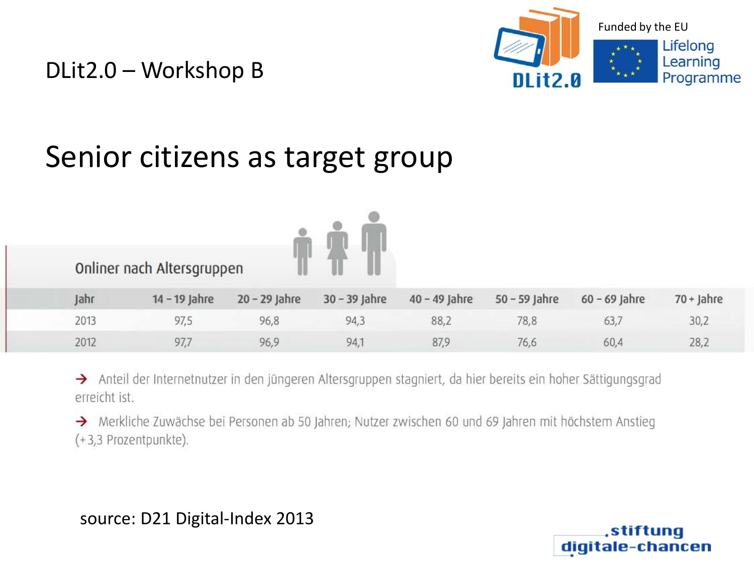DLit2.0 – Workshop B

Funded by the EU

Lifelong Learning Programme

# Senior citizens as target group

Onliner nach Altersgruppen

| Jahr | 14 – 19 Jahre | 20 – 29 Jahre | 30 – 39 Jahre | 40 – 49 Jahre | 50 – 59 Jahre | 60 – 69 Jahre | 70 + Jahre |
|---|---|---|---|---|---|---|---|
| 2013 | 97,5 | 96,8 | 94,3 | 88,2 | 78,8 | 63,7 | 30,2 |
| 2012 | 97,7 | 96,9 | 94,1 | 87,9 | 76,6 | 60,4 | 28,2 |

→ Anteil der Internetnutzer in den jüngeren Altersgruppen stagniert, da hier bereits ein hoher Sättigungsgrad erreicht ist.

→ Merkliche Zuwächse bei Personen ab 50 Jahren; Nutzer zwischen 60 und 69 Jahren mit höchstem Anstieg (+3,3 Prozentpunkte).

source: D21 Digital-Index 2013

.stiftung digitale-chancen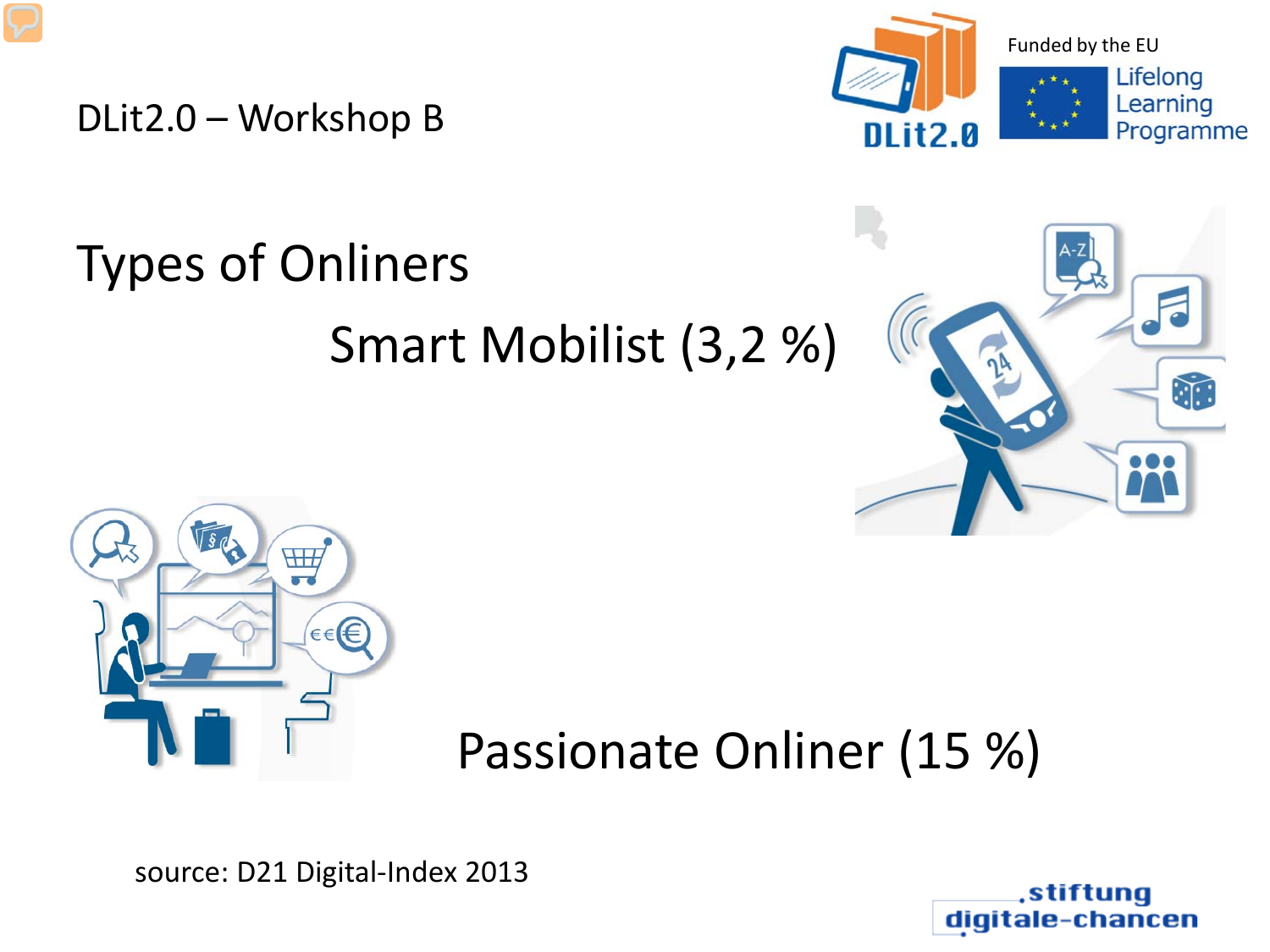DLit2.0 – Workshop B

# Types of Onliners

## Smart Mobilist (3,2 %)

## Passionate Onliner (15 %)

source: D21 Digital-Index 2013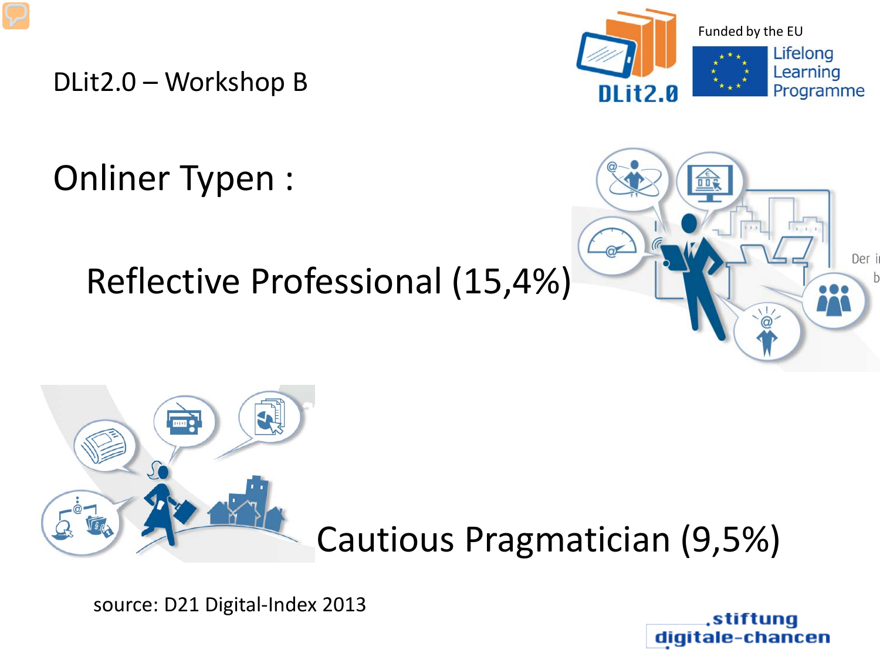DLit2.0 – Workshop B

# Onliner Typen :

## Reflective Professional (15,4%)

## Cautious Pragmatician (9,5%)

source: D21 Digital-Index 2013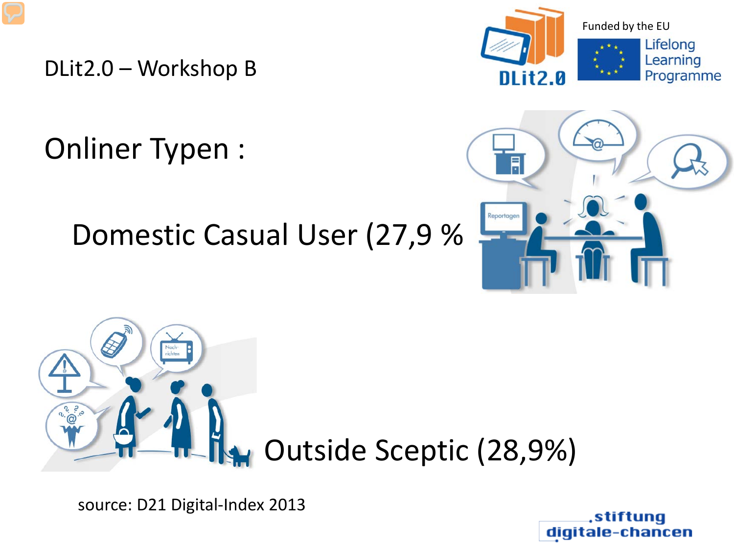DLit2.0 – Workshop B

Funded by the EU

# Onliner Typen :

Domestic Casual User (27,9 %

Outside Sceptic (28,9%)

source: D21 Digital-Index 2013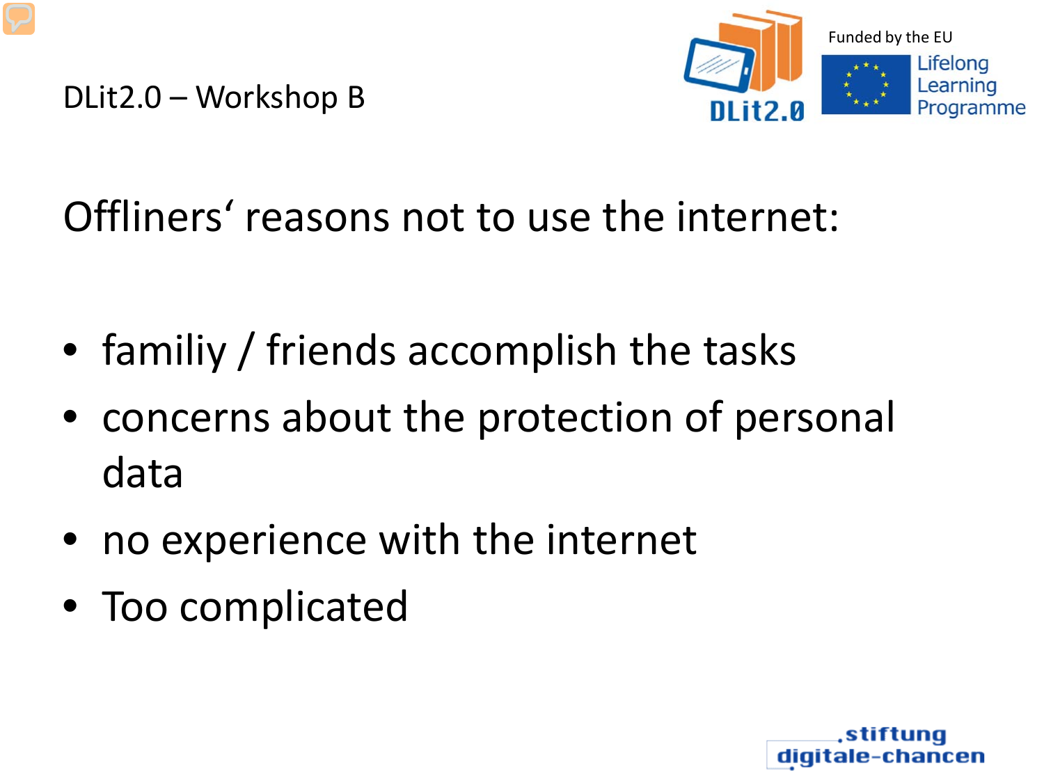DLit2.0 – Workshop B

Funded by the EU

Lifelong Learning Programme

# Offliners' reasons not to use the internet:

- familiy / friends accomplish the tasks
- concerns about the protection of personal data
- no experience with the internet
- Too complicated

.stiftung digitale-chancen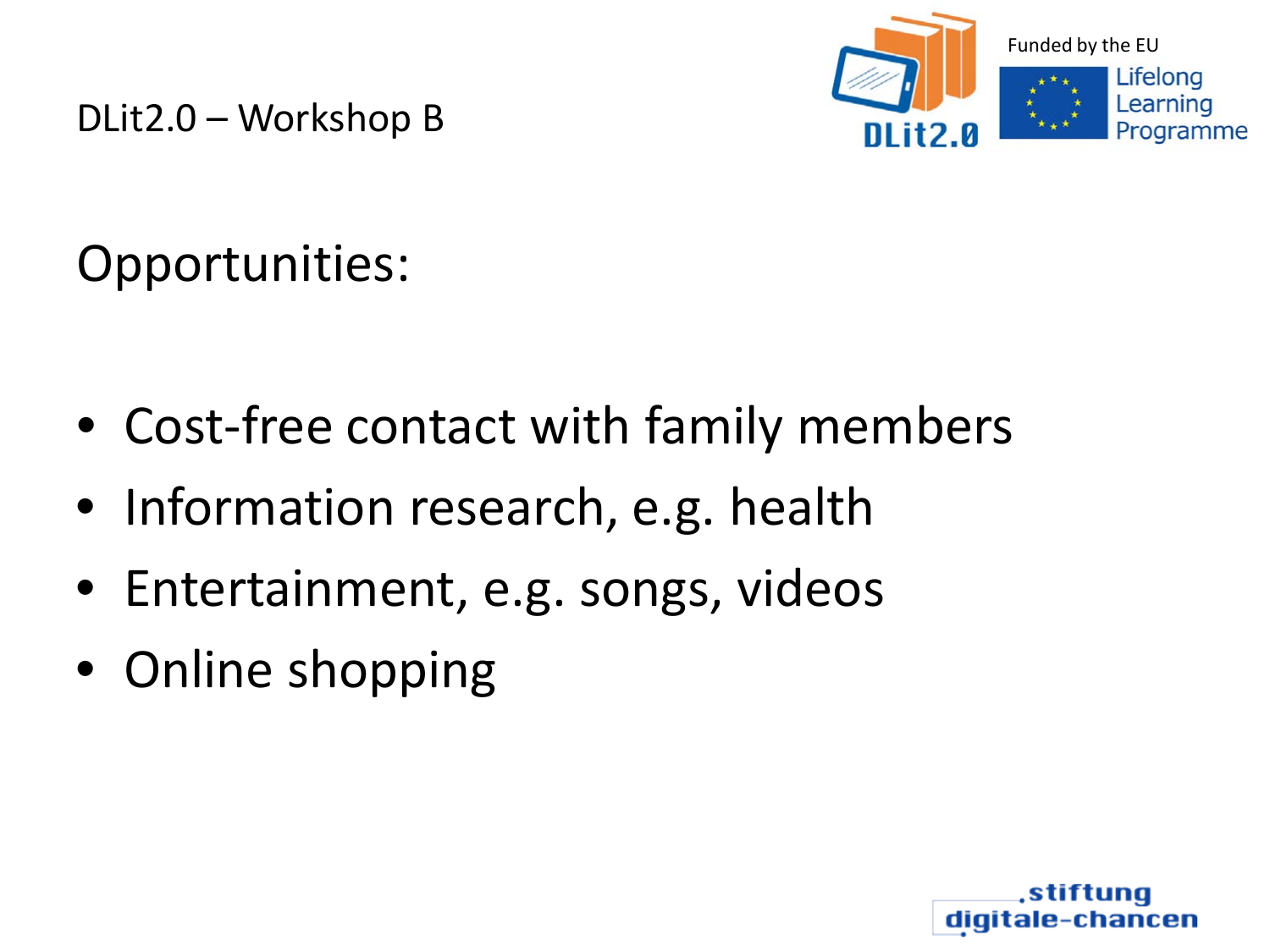# Opportunities:

- Cost-free contact with family members
- Information research, e.g. health
- Entertainment, e.g. songs, videos
- Online shopping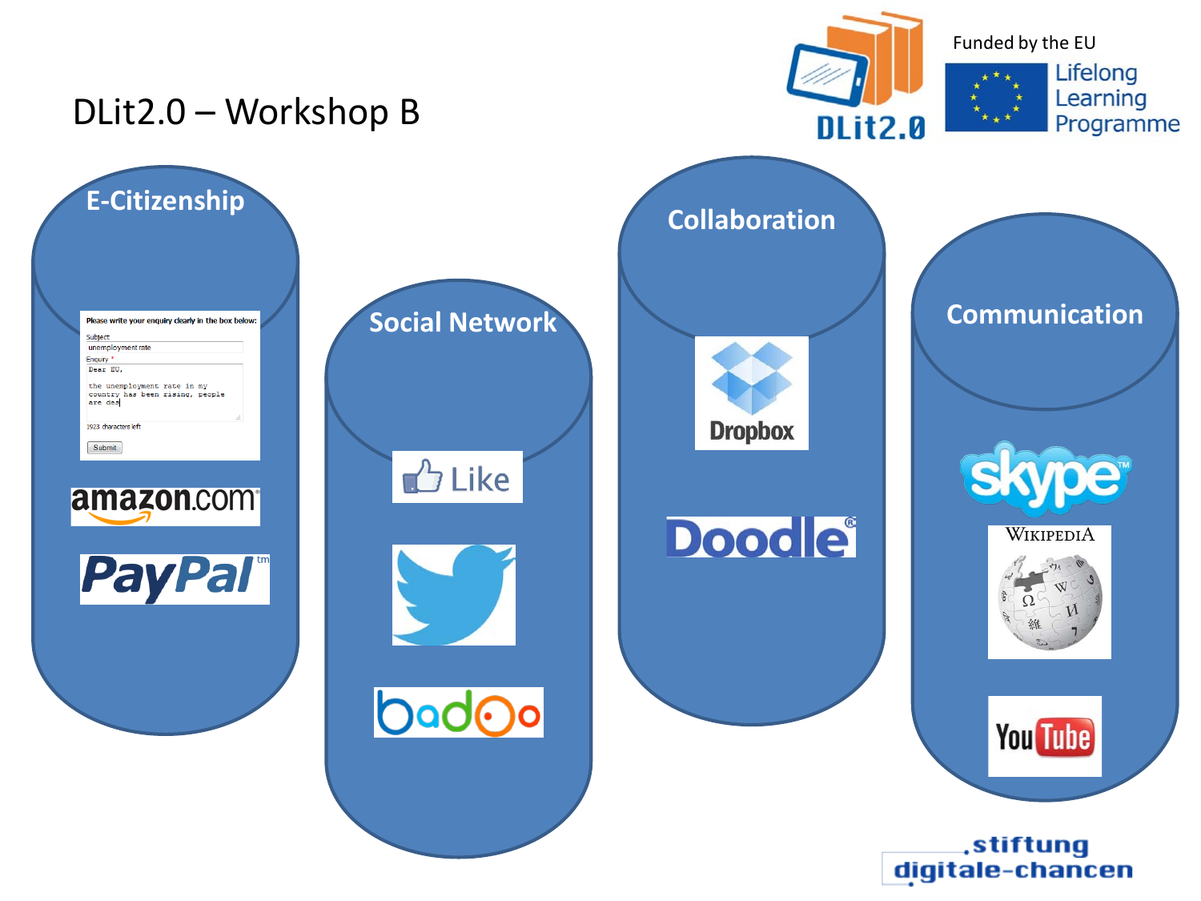# DLit2.0 – Workshop B

Funded by the EU

Lifelong Learning Programme

DLit2.0

## E-Citizenship

Please write your enquiry clearly in the box below:

Subject

unemployment rate

Enquiry *

Dear EU,

the unemployment rate in my country has been rising, people are des

1923 characters left

Submit

amazon.com

PayPal

## Social Network

Like

badoo

## Collaboration

Dropbox

Doodle

## Communication

skype

Wikipedia

YouTube

stiftung digitale-chancen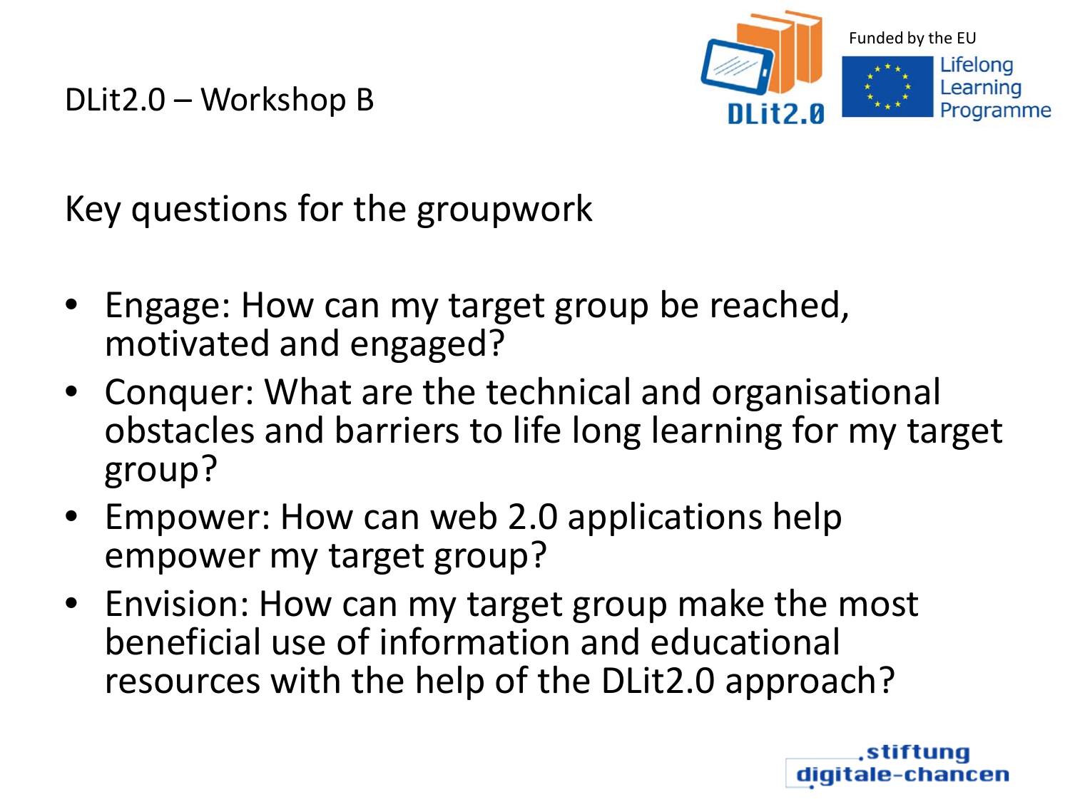DLit2.0 – Workshop B

Funded by the EU

Lifelong Learning Programme

## Key questions for the groupwork

- Engage: How can my target group be reached, motivated and engaged?
- Conquer: What are the technical and organisational obstacles and barriers to life long learning for my target group?
- Empower: How can web 2.0 applications help empower my target group?
- Envision: How can my target group make the most beneficial use of information and educational resources with the help of the DLit2.0 approach?

.stiftung digitale-chancen